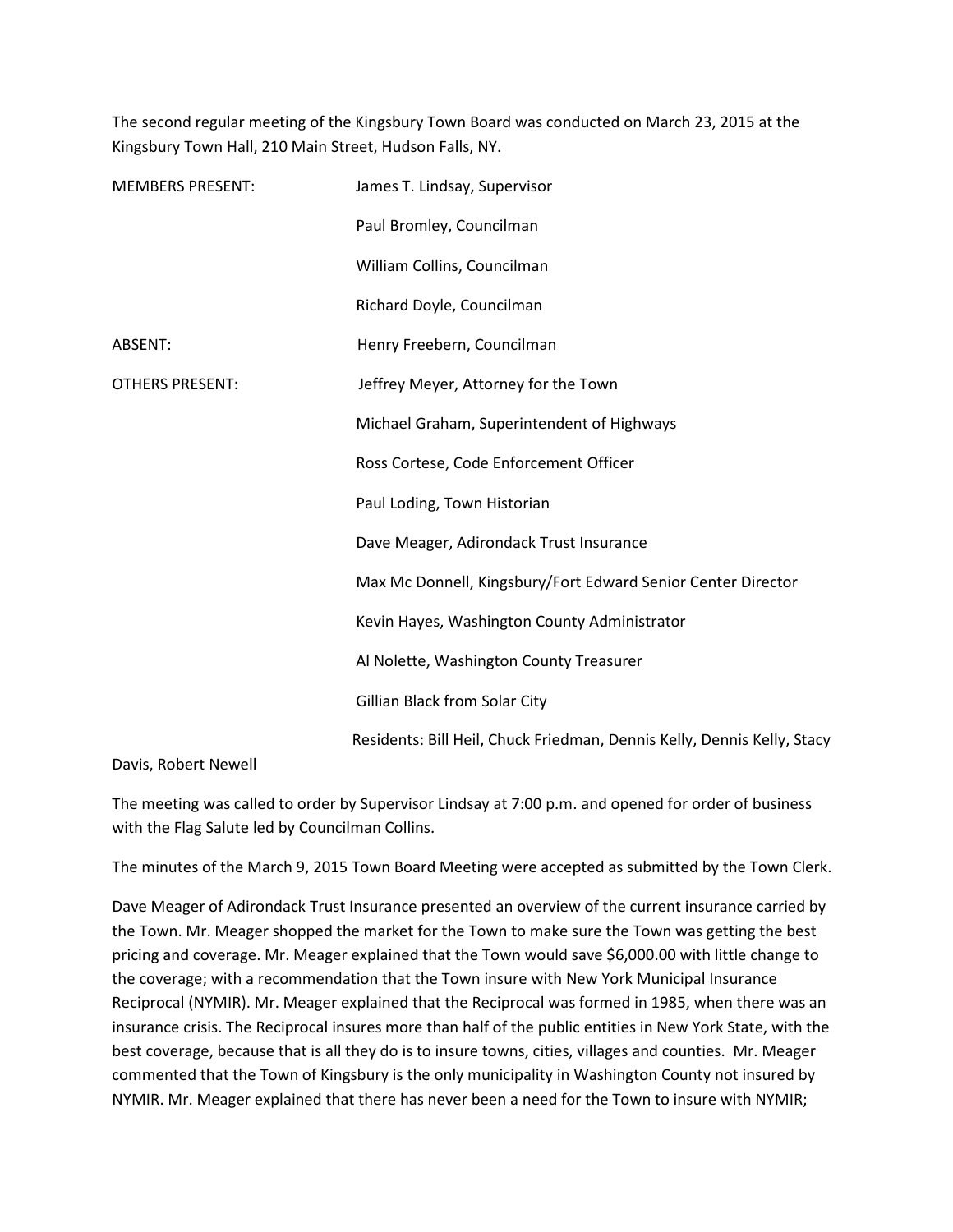The second regular meeting of the Kingsbury Town Board was conducted on March 23, 2015 at the Kingsbury Town Hall, 210 Main Street, Hudson Falls, NY.

| | |
|---|---|
| MEMBERS PRESENT: | James T. Lindsay, Supervisor |
| | Paul Bromley, Councilman |
| | William Collins, Councilman |
| | Richard Doyle, Councilman |
| ABSENT: | Henry Freebern, Councilman |
| OTHERS PRESENT: | Jeffrey Meyer, Attorney for the Town |
| | Michael Graham, Superintendent of Highways |
| | Ross Cortese, Code Enforcement Officer |
| | Paul Loding, Town Historian |
| | Dave Meager, Adirondack Trust Insurance |
| | Max Mc Donnell, Kingsbury/Fort Edward Senior Center Director |
| | Kevin Hayes, Washington County Administrator |
| | Al Nolette, Washington County Treasurer |
| | Gillian Black from Solar City |
| | Residents: Bill Heil, Chuck Friedman, Dennis Kelly, Dennis Kelly, Stacy |

Davis, Robert Newell

The meeting was called to order by Supervisor Lindsay at 7:00 p.m. and opened for order of business with the Flag Salute led by Councilman Collins.

The minutes of the March 9, 2015 Town Board Meeting were accepted as submitted by the Town Clerk.

Dave Meager of Adirondack Trust Insurance presented an overview of the current insurance carried by the Town. Mr. Meager shopped the market for the Town to make sure the Town was getting the best pricing and coverage. Mr. Meager explained that the Town would save $6,000.00 with little change to the coverage; with a recommendation that the Town insure with New York Municipal Insurance Reciprocal (NYMIR). Mr. Meager explained that the Reciprocal was formed in 1985, when there was an insurance crisis. The Reciprocal insures more than half of the public entities in New York State, with the best coverage, because that is all they do is to insure towns, cities, villages and counties. Mr. Meager commented that the Town of Kingsbury is the only municipality in Washington County not insured by NYMIR. Mr. Meager explained that there has never been a need for the Town to insure with NYMIR;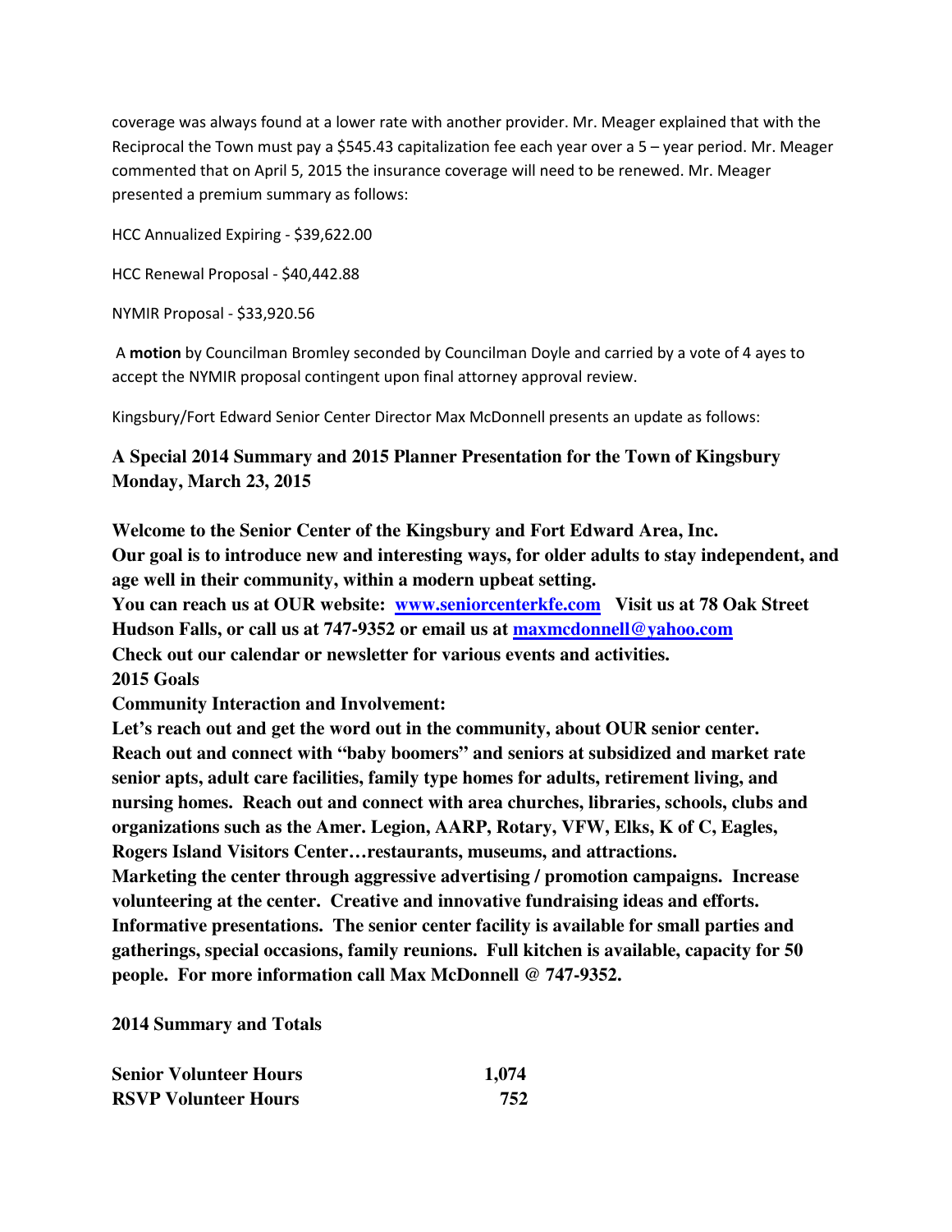coverage was always found at a lower rate with another provider. Mr. Meager explained that with the Reciprocal the Town must pay a $545.43 capitalization fee each year over a 5 – year period. Mr. Meager commented that on April 5, 2015 the insurance coverage will need to be renewed. Mr. Meager presented a premium summary as follows:

HCC Annualized Expiring - $39,622.00

HCC Renewal Proposal - $40,442.88

NYMIR Proposal - $33,920.56

A **motion** by Councilman Bromley seconded by Councilman Doyle and carried by a vote of 4 ayes to accept the NYMIR proposal contingent upon final attorney approval review.

Kingsbury/Fort Edward Senior Center Director Max McDonnell presents an update as follows:

**A Special 2014 Summary and 2015 Planner Presentation for the Town of Kingsbury Monday, March 23, 2015**

**Welcome to the Senior Center of the Kingsbury and Fort Edward Area, Inc.**
**Our goal is to introduce new and interesting ways, for older adults to stay independent, and age well in their community, within a modern upbeat setting.**
**You can reach us at OUR website: [www.seniorcenterkfe.com](http://www.seniorcenterkfe.com) Visit us at 78 Oak Street Hudson Falls, or call us at 747-9352 or email us at [maxmcdonnell@yahoo.com](mailto:maxmcdonnell@yahoo.com)**
**Check out our calendar or newsletter for various events and activities.**
**2015 Goals**
**Community Interaction and Involvement:**
**Let's reach out and get the word out in the community, about OUR senior center. Reach out and connect with "baby boomers" and seniors at subsidized and market rate senior apts, adult care facilities, family type homes for adults, retirement living, and nursing homes. Reach out and connect with area churches, libraries, schools, clubs and organizations such as the Amer. Legion, AARP, Rotary, VFW, Elks, K of C, Eagles, Rogers Island Visitors Center…restaurants, museums, and attractions.**
**Marketing the center through aggressive advertising / promotion campaigns. Increase volunteering at the center. Creative and innovative fundraising ideas and efforts. Informative presentations. The senior center facility is available for small parties and gatherings, special occasions, family reunions. Full kitchen is available, capacity for 50 people. For more information call Max McDonnell @ 747-9352.**

**2014 Summary and Totals**

| | |
|---|---|
| **Senior Volunteer Hours** | **1,074** |
| **RSVP Volunteer Hours** | **752** |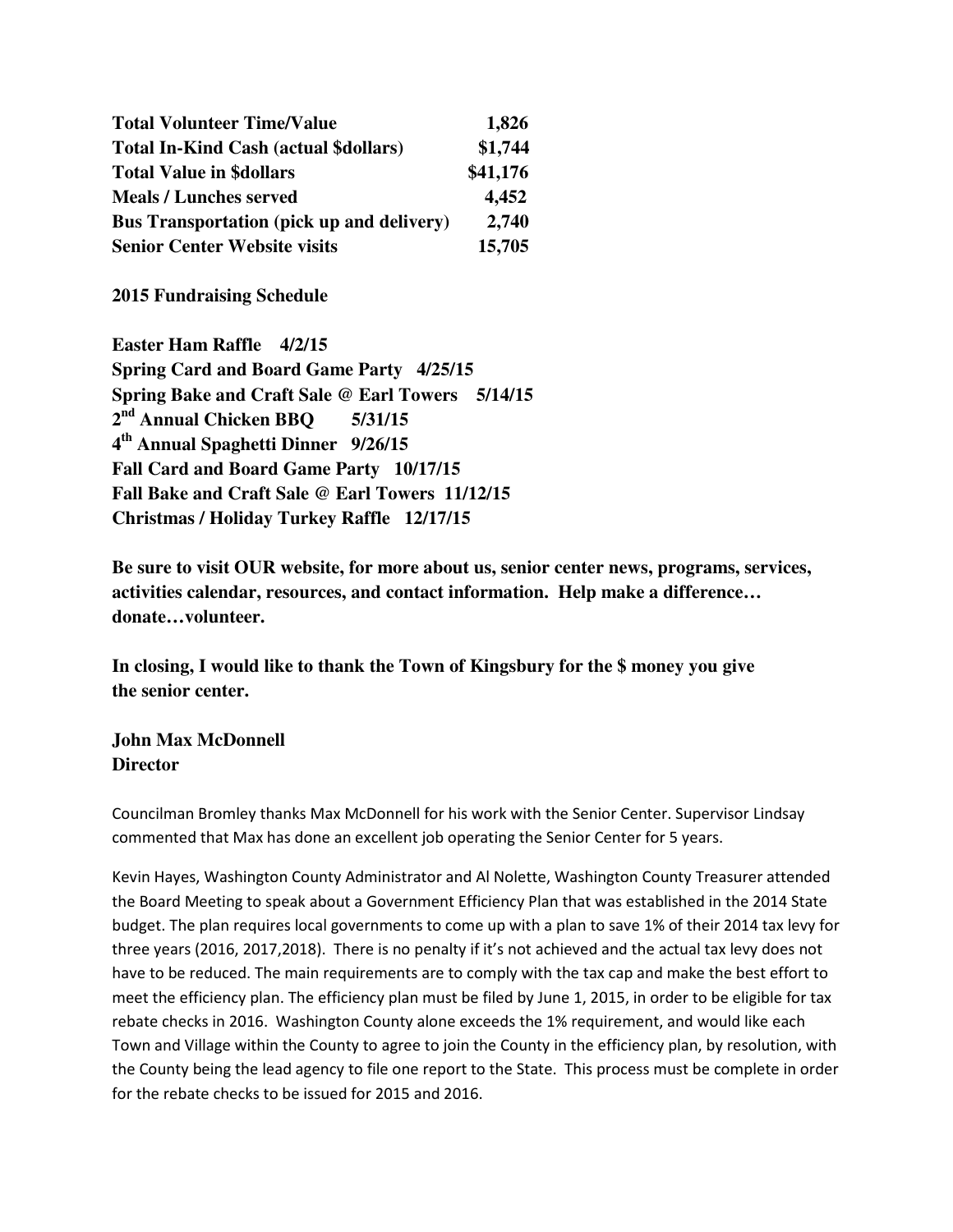| | |
|---|---|
| **Total Volunteer Time/Value** | **1,826** |
| **Total In-Kind Cash (actual $dollars)** | **$1,744** |
| **Total Value in $dollars** | **$41,176** |
| **Meals / Lunches served** | **4,452** |
| **Bus Transportation (pick up and delivery)** | **2,740** |
| **Senior Center Website visits** | **15,705** |

**2015 Fundraising Schedule**

**Easter Ham Raffle 4/2/15**
**Spring Card and Board Game Party 4/25/15**
**Spring Bake and Craft Sale @ Earl Towers 5/14/15**
**2nd Annual Chicken BBQ 5/31/15**
**4th Annual Spaghetti Dinner 9/26/15**
**Fall Card and Board Game Party 10/17/15**
**Fall Bake and Craft Sale @ Earl Towers 11/12/15**
**Christmas / Holiday Turkey Raffle 12/17/15**

**Be sure to visit OUR website, for more about us, senior center news, programs, services, activities calendar, resources, and contact information. Help make a difference… donate…volunteer.**

**In closing, I would like to thank the Town of Kingsbury for the $ money you give the senior center.**

**John Max McDonnell**
**Director**

Councilman Bromley thanks Max McDonnell for his work with the Senior Center. Supervisor Lindsay commented that Max has done an excellent job operating the Senior Center for 5 years.

Kevin Hayes, Washington County Administrator and Al Nolette, Washington County Treasurer attended the Board Meeting to speak about a Government Efficiency Plan that was established in the 2014 State budget. The plan requires local governments to come up with a plan to save 1% of their 2014 tax levy for three years (2016, 2017,2018). There is no penalty if it's not achieved and the actual tax levy does not have to be reduced. The main requirements are to comply with the tax cap and make the best effort to meet the efficiency plan. The efficiency plan must be filed by June 1, 2015, in order to be eligible for tax rebate checks in 2016. Washington County alone exceeds the 1% requirement, and would like each Town and Village within the County to agree to join the County in the efficiency plan, by resolution, with the County being the lead agency to file one report to the State. This process must be complete in order for the rebate checks to be issued for 2015 and 2016.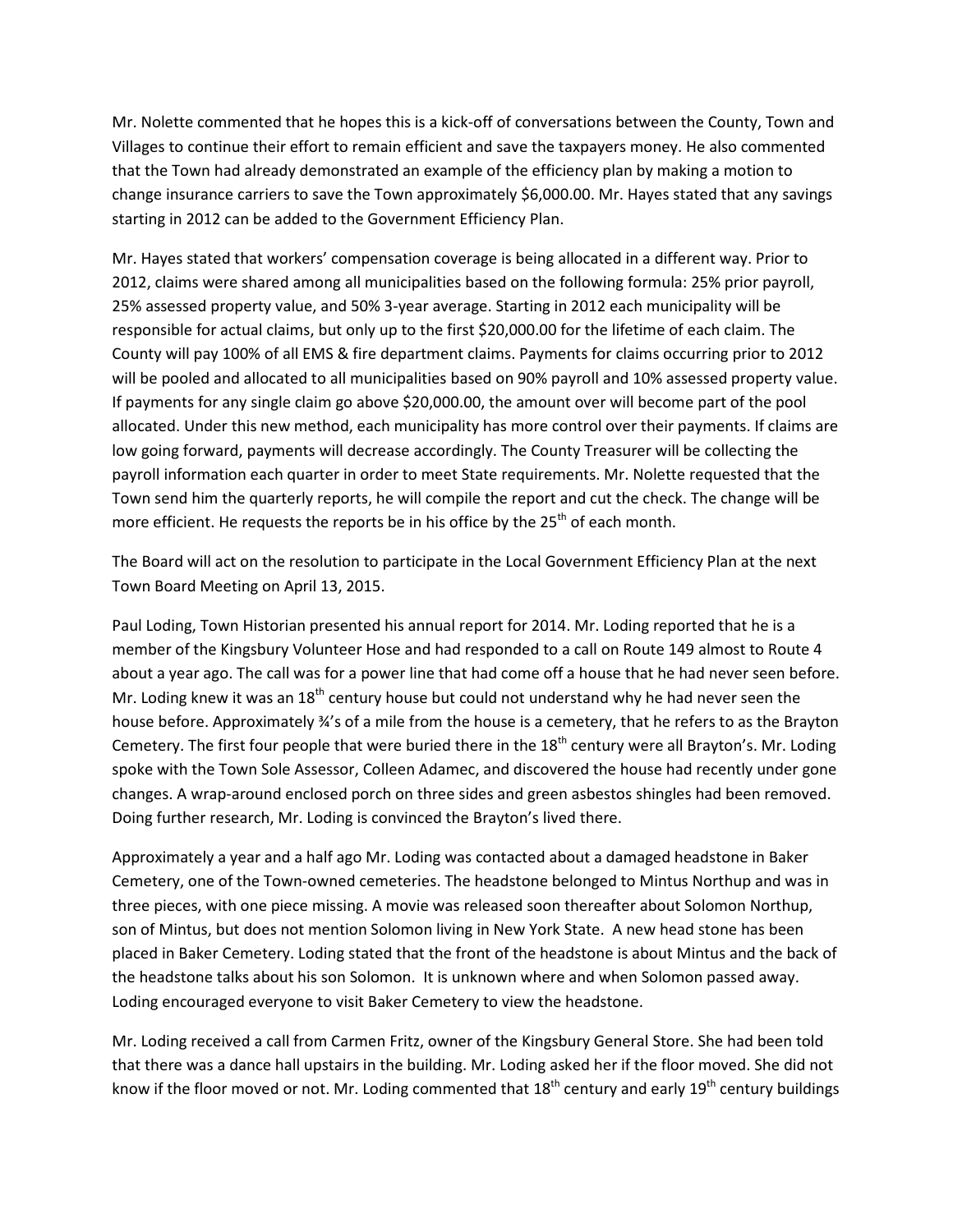Mr. Nolette commented that he hopes this is a kick-off of conversations between the County, Town and Villages to continue their effort to remain efficient and save the taxpayers money. He also commented that the Town had already demonstrated an example of the efficiency plan by making a motion to change insurance carriers to save the Town approximately $6,000.00. Mr. Hayes stated that any savings starting in 2012 can be added to the Government Efficiency Plan.

Mr. Hayes stated that workers' compensation coverage is being allocated in a different way. Prior to 2012, claims were shared among all municipalities based on the following formula: 25% prior payroll, 25% assessed property value, and 50% 3-year average. Starting in 2012 each municipality will be responsible for actual claims, but only up to the first $20,000.00 for the lifetime of each claim. The County will pay 100% of all EMS & fire department claims. Payments for claims occurring prior to 2012 will be pooled and allocated to all municipalities based on 90% payroll and 10% assessed property value. If payments for any single claim go above $20,000.00, the amount over will become part of the pool allocated. Under this new method, each municipality has more control over their payments. If claims are low going forward, payments will decrease accordingly. The County Treasurer will be collecting the payroll information each quarter in order to meet State requirements. Mr. Nolette requested that the Town send him the quarterly reports, he will compile the report and cut the check. The change will be more efficient. He requests the reports be in his office by the 25th of each month.

The Board will act on the resolution to participate in the Local Government Efficiency Plan at the next Town Board Meeting on April 13, 2015.

Paul Loding, Town Historian presented his annual report for 2014. Mr. Loding reported that he is a member of the Kingsbury Volunteer Hose and had responded to a call on Route 149 almost to Route 4 about a year ago. The call was for a power line that had come off a house that he had never seen before. Mr. Loding knew it was an 18th century house but could not understand why he had never seen the house before. Approximately ¾'s of a mile from the house is a cemetery, that he refers to as the Brayton Cemetery. The first four people that were buried there in the 18th century were all Brayton's. Mr. Loding spoke with the Town Sole Assessor, Colleen Adamec, and discovered the house had recently under gone changes. A wrap-around enclosed porch on three sides and green asbestos shingles had been removed. Doing further research, Mr. Loding is convinced the Brayton's lived there.

Approximately a year and a half ago Mr. Loding was contacted about a damaged headstone in Baker Cemetery, one of the Town-owned cemeteries. The headstone belonged to Mintus Northup and was in three pieces, with one piece missing. A movie was released soon thereafter about Solomon Northup, son of Mintus, but does not mention Solomon living in New York State. A new head stone has been placed in Baker Cemetery. Loding stated that the front of the headstone is about Mintus and the back of the headstone talks about his son Solomon. It is unknown where and when Solomon passed away. Loding encouraged everyone to visit Baker Cemetery to view the headstone.

Mr. Loding received a call from Carmen Fritz, owner of the Kingsbury General Store. She had been told that there was a dance hall upstairs in the building. Mr. Loding asked her if the floor moved. She did not know if the floor moved or not. Mr. Loding commented that 18th century and early 19th century buildings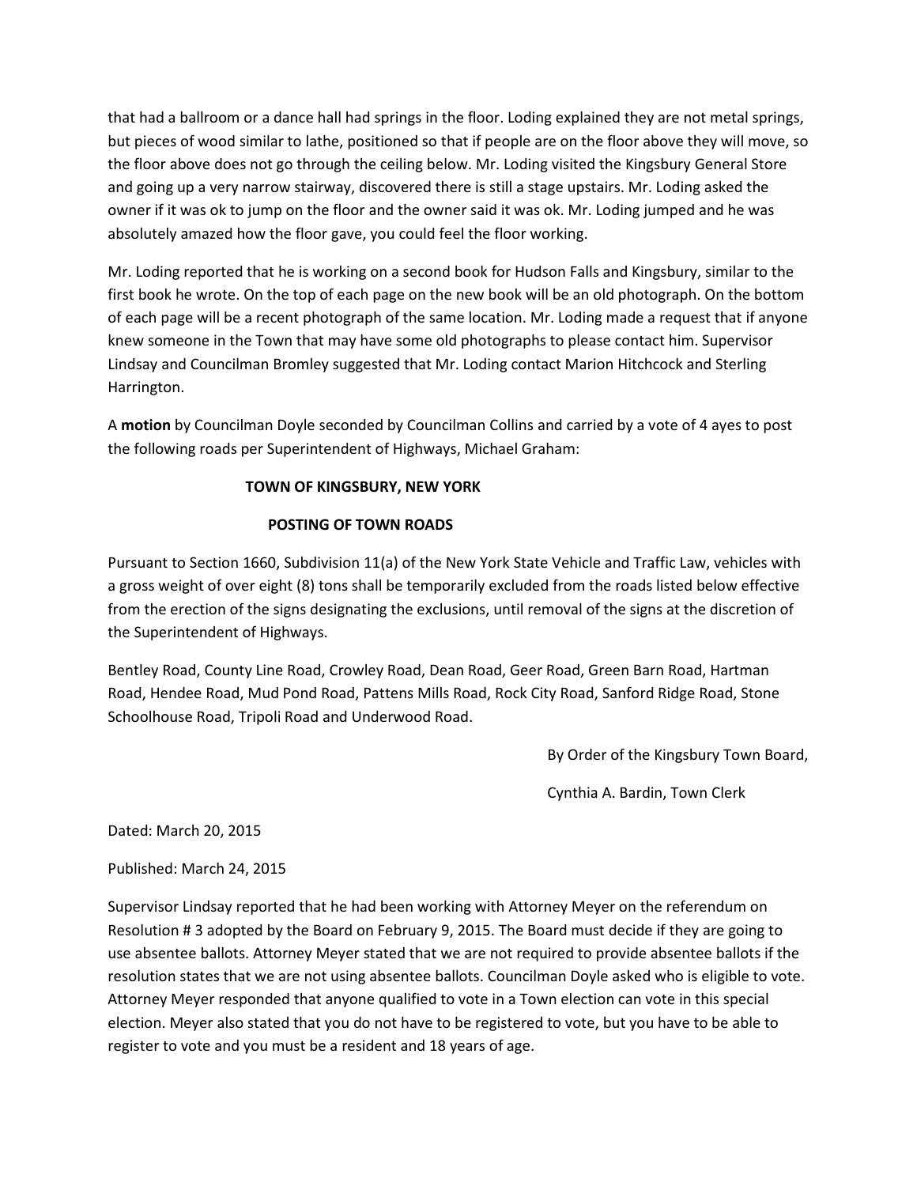that had a ballroom or a dance hall had springs in the floor. Loding explained they are not metal springs, but pieces of wood similar to lathe, positioned so that if people are on the floor above they will move, so the floor above does not go through the ceiling below. Mr. Loding visited the Kingsbury General Store and going up a very narrow stairway, discovered there is still a stage upstairs. Mr. Loding asked the owner if it was ok to jump on the floor and the owner said it was ok. Mr. Loding jumped and he was absolutely amazed how the floor gave, you could feel the floor working.

Mr. Loding reported that he is working on a second book for Hudson Falls and Kingsbury, similar to the first book he wrote. On the top of each page on the new book will be an old photograph. On the bottom of each page will be a recent photograph of the same location. Mr. Loding made a request that if anyone knew someone in the Town that may have some old photographs to please contact him. Supervisor Lindsay and Councilman Bromley suggested that Mr. Loding contact Marion Hitchcock and Sterling Harrington.

A **motion** by Councilman Doyle seconded by Councilman Collins and carried by a vote of 4 ayes to post the following roads per Superintendent of Highways, Michael Graham:

**TOWN OF KINGSBURY, NEW YORK**

**POSTING OF TOWN ROADS**

Pursuant to Section 1660, Subdivision 11(a) of the New York State Vehicle and Traffic Law, vehicles with a gross weight of over eight (8) tons shall be temporarily excluded from the roads listed below effective from the erection of the signs designating the exclusions, until removal of the signs at the discretion of the Superintendent of Highways.

Bentley Road, County Line Road, Crowley Road, Dean Road, Geer Road, Green Barn Road, Hartman Road, Hendee Road, Mud Pond Road, Pattens Mills Road, Rock City Road, Sanford Ridge Road, Stone Schoolhouse Road, Tripoli Road and Underwood Road.

By Order of the Kingsbury Town Board,

Cynthia A. Bardin, Town Clerk

Dated: March 20, 2015

Published: March 24, 2015

Supervisor Lindsay reported that he had been working with Attorney Meyer on the referendum on Resolution # 3 adopted by the Board on February 9, 2015. The Board must decide if they are going to use absentee ballots. Attorney Meyer stated that we are not required to provide absentee ballots if the resolution states that we are not using absentee ballots. Councilman Doyle asked who is eligible to vote. Attorney Meyer responded that anyone qualified to vote in a Town election can vote in this special election. Meyer also stated that you do not have to be registered to vote, but you have to be able to register to vote and you must be a resident and 18 years of age.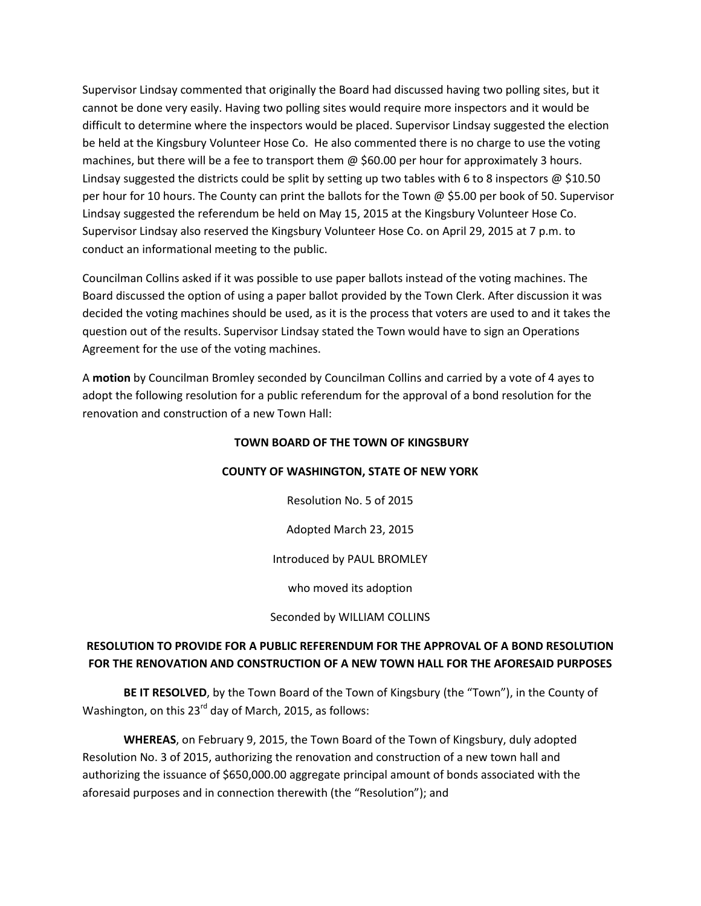Supervisor Lindsay commented that originally the Board had discussed having two polling sites, but it cannot be done very easily. Having two polling sites would require more inspectors and it would be difficult to determine where the inspectors would be placed. Supervisor Lindsay suggested the election be held at the Kingsbury Volunteer Hose Co. He also commented there is no charge to use the voting machines, but there will be a fee to transport them @ $60.00 per hour for approximately 3 hours. Lindsay suggested the districts could be split by setting up two tables with 6 to 8 inspectors @ $10.50 per hour for 10 hours. The County can print the ballots for the Town @ $5.00 per book of 50. Supervisor Lindsay suggested the referendum be held on May 15, 2015 at the Kingsbury Volunteer Hose Co. Supervisor Lindsay also reserved the Kingsbury Volunteer Hose Co. on April 29, 2015 at 7 p.m. to conduct an informational meeting to the public.

Councilman Collins asked if it was possible to use paper ballots instead of the voting machines. The Board discussed the option of using a paper ballot provided by the Town Clerk. After discussion it was decided the voting machines should be used, as it is the process that voters are used to and it takes the question out of the results. Supervisor Lindsay stated the Town would have to sign an Operations Agreement for the use of the voting machines.

A **motion** by Councilman Bromley seconded by Councilman Collins and carried by a vote of 4 ayes to adopt the following resolution for a public referendum for the approval of a bond resolution for the renovation and construction of a new Town Hall:

**TOWN BOARD OF THE TOWN OF KINGSBURY**

**COUNTY OF WASHINGTON, STATE OF NEW YORK**

Resolution No. 5 of 2015

Adopted March 23, 2015

Introduced by PAUL BROMLEY

who moved its adoption

Seconded by WILLIAM COLLINS

**RESOLUTION TO PROVIDE FOR A PUBLIC REFERENDUM FOR THE APPROVAL OF A BOND RESOLUTION FOR THE RENOVATION AND CONSTRUCTION OF A NEW TOWN HALL FOR THE AFORESAID PURPOSES**

**BE IT RESOLVED**, by the Town Board of the Town of Kingsbury (the "Town"), in the County of Washington, on this 23rd day of March, 2015, as follows:

**WHEREAS**, on February 9, 2015, the Town Board of the Town of Kingsbury, duly adopted Resolution No. 3 of 2015, authorizing the renovation and construction of a new town hall and authorizing the issuance of $650,000.00 aggregate principal amount of bonds associated with the aforesaid purposes and in connection therewith (the "Resolution"); and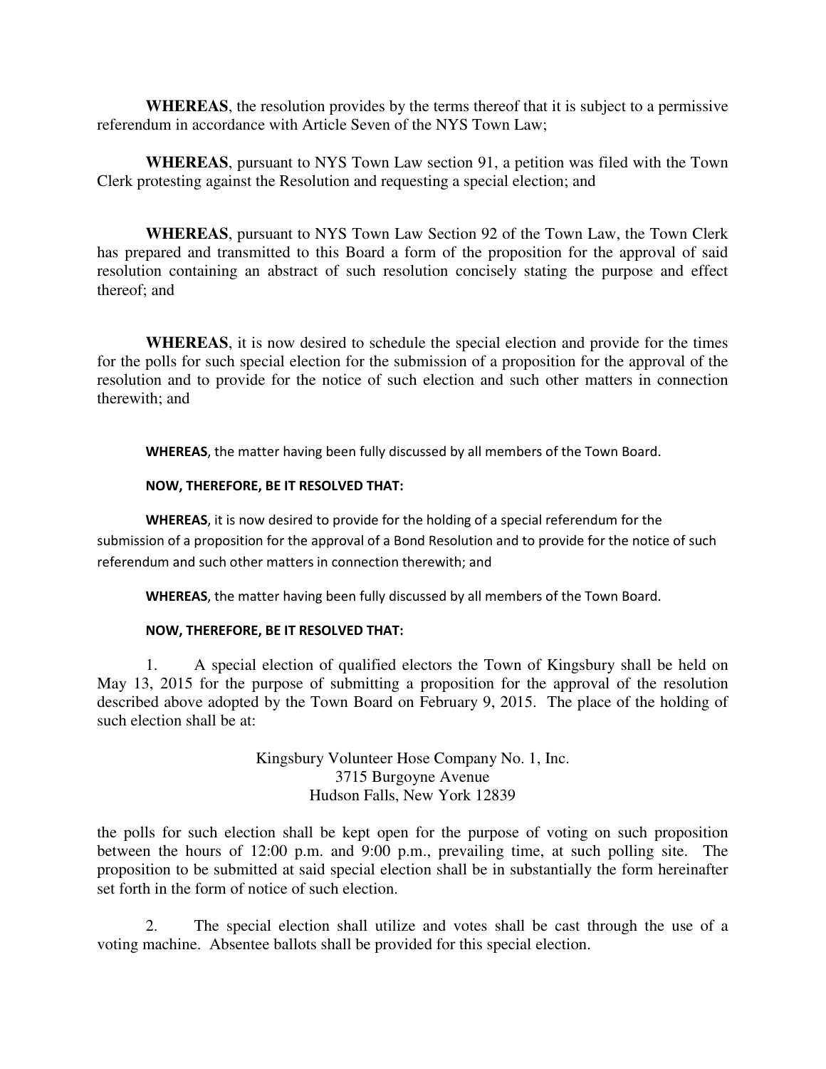**WHEREAS**, the resolution provides by the terms thereof that it is subject to a permissive referendum in accordance with Article Seven of the NYS Town Law;

**WHEREAS**, pursuant to NYS Town Law section 91, a petition was filed with the Town Clerk protesting against the Resolution and requesting a special election; and

**WHEREAS**, pursuant to NYS Town Law Section 92 of the Town Law, the Town Clerk has prepared and transmitted to this Board a form of the proposition for the approval of said resolution containing an abstract of such resolution concisely stating the purpose and effect thereof; and

**WHEREAS**, it is now desired to schedule the special election and provide for the times for the polls for such special election for the submission of a proposition for the approval of the resolution and to provide for the notice of such election and such other matters in connection therewith; and

**WHEREAS**, the matter having been fully discussed by all members of the Town Board.

**NOW, THEREFORE, BE IT RESOLVED THAT:**

**WHEREAS**, it is now desired to provide for the holding of a special referendum for the submission of a proposition for the approval of a Bond Resolution and to provide for the notice of such referendum and such other matters in connection therewith; and

**WHEREAS**, the matter having been fully discussed by all members of the Town Board.

**NOW, THEREFORE, BE IT RESOLVED THAT:**

1. A special election of qualified electors the Town of Kingsbury shall be held on May 13, 2015 for the purpose of submitting a proposition for the approval of the resolution described above adopted by the Town Board on February 9, 2015. The place of the holding of such election shall be at:

Kingsbury Volunteer Hose Company No. 1, Inc.
3715 Burgoyne Avenue
Hudson Falls, New York 12839

the polls for such election shall be kept open for the purpose of voting on such proposition between the hours of 12:00 p.m. and 9:00 p.m., prevailing time, at such polling site. The proposition to be submitted at said special election shall be in substantially the form hereinafter set forth in the form of notice of such election.

2. The special election shall utilize and votes shall be cast through the use of a voting machine. Absentee ballots shall be provided for this special election.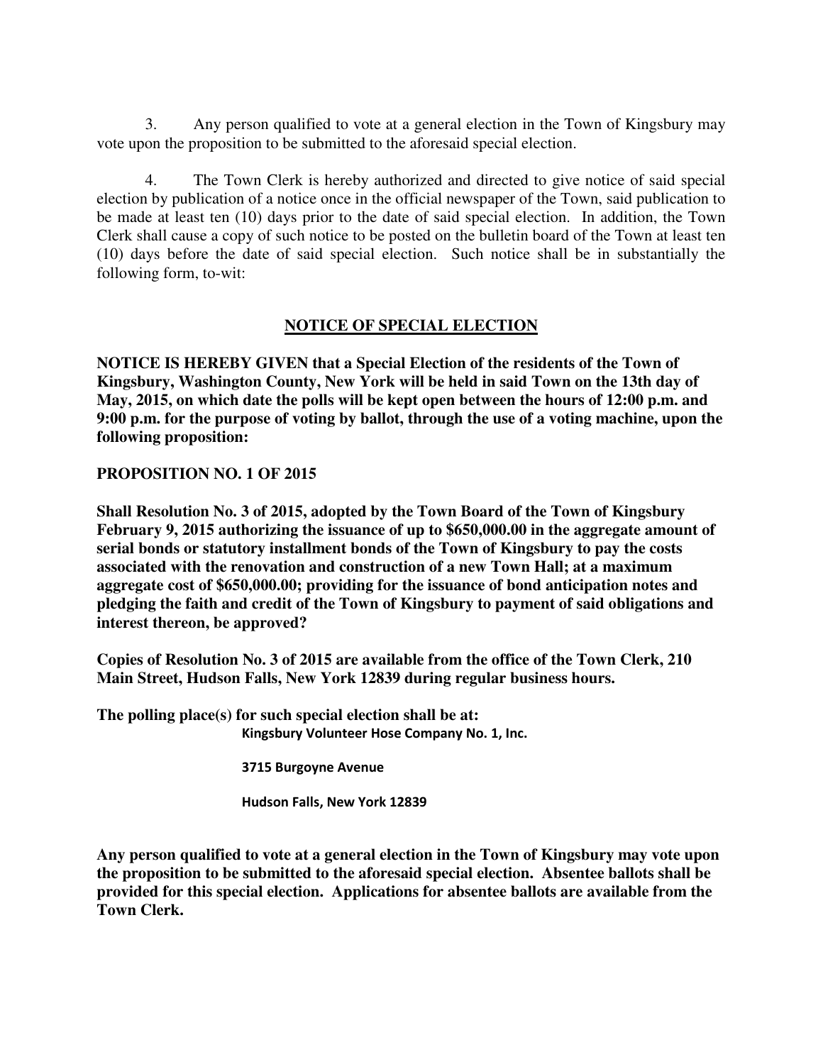3. Any person qualified to vote at a general election in the Town of Kingsbury may vote upon the proposition to be submitted to the aforesaid special election.

4. The Town Clerk is hereby authorized and directed to give notice of said special election by publication of a notice once in the official newspaper of the Town, said publication to be made at least ten (10) days prior to the date of said special election. In addition, the Town Clerk shall cause a copy of such notice to be posted on the bulletin board of the Town at least ten (10) days before the date of said special election. Such notice shall be in substantially the following form, to-wit:

## NOTICE OF SPECIAL ELECTION

**NOTICE IS HEREBY GIVEN that a Special Election of the residents of the Town of Kingsbury, Washington County, New York will be held in said Town on the 13th day of May, 2015, on which date the polls will be kept open between the hours of 12:00 p.m. and 9:00 p.m. for the purpose of voting by ballot, through the use of a voting machine, upon the following proposition:**

**PROPOSITION NO. 1 OF 2015**

**Shall Resolution No. 3 of 2015, adopted by the Town Board of the Town of Kingsbury February 9, 2015 authorizing the issuance of up to $650,000.00 in the aggregate amount of serial bonds or statutory installment bonds of the Town of Kingsbury to pay the costs associated with the renovation and construction of a new Town Hall; at a maximum aggregate cost of $650,000.00; providing for the issuance of bond anticipation notes and pledging the faith and credit of the Town of Kingsbury to payment of said obligations and interest thereon, be approved?**

**Copies of Resolution No. 3 of 2015 are available from the office of the Town Clerk, 210 Main Street, Hudson Falls, New York 12839 during regular business hours.**

**The polling place(s) for such special election shall be at:**

**Kingsbury Volunteer Hose Company No. 1, Inc.**

**3715 Burgoyne Avenue**

**Hudson Falls, New York 12839**

**Any person qualified to vote at a general election in the Town of Kingsbury may vote upon the proposition to be submitted to the aforesaid special election. Absentee ballots shall be provided for this special election. Applications for absentee ballots are available from the Town Clerk.**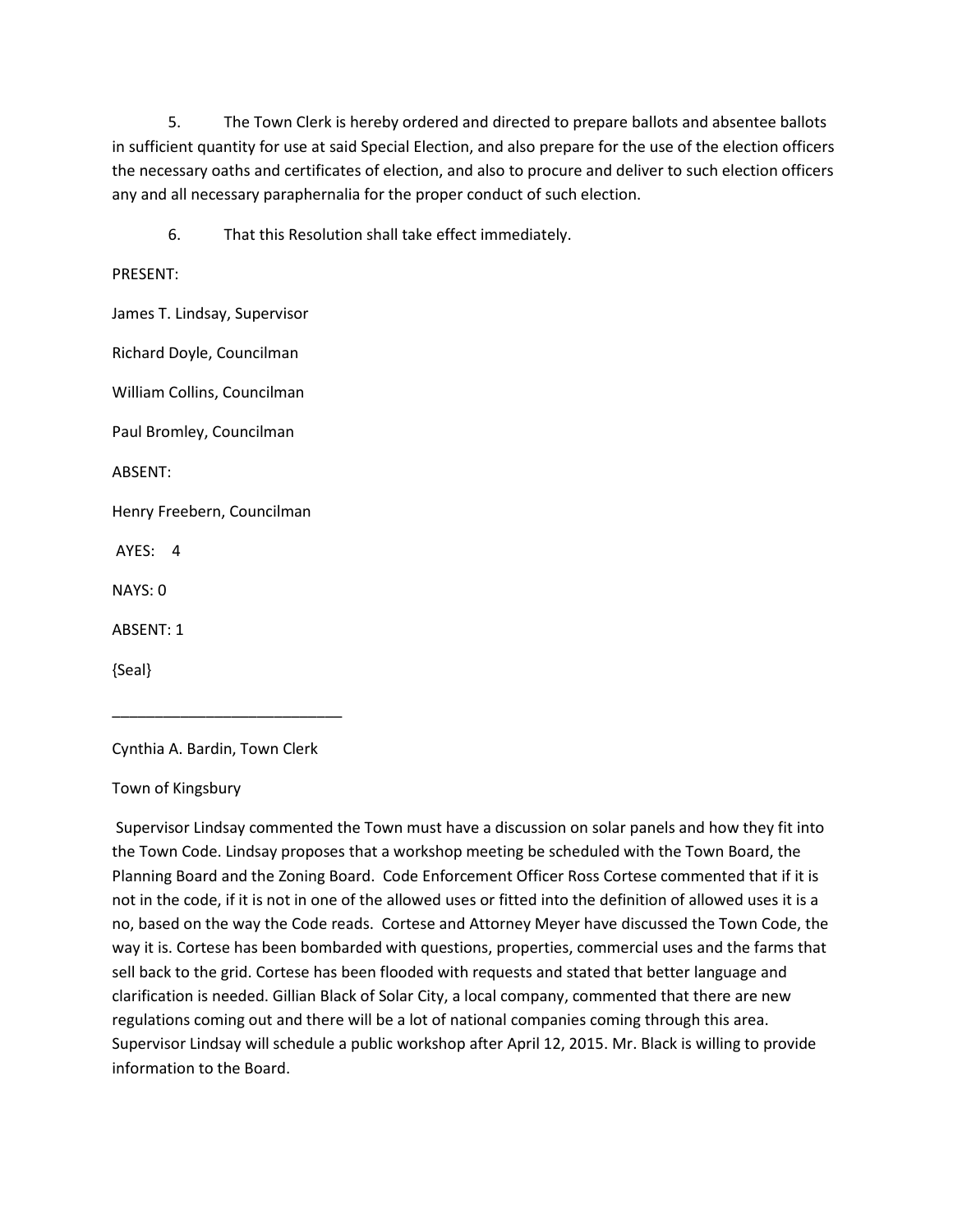5. The Town Clerk is hereby ordered and directed to prepare ballots and absentee ballots in sufficient quantity for use at said Special Election, and also prepare for the use of the election officers the necessary oaths and certificates of election, and also to procure and deliver to such election officers any and all necessary paraphernalia for the proper conduct of such election.

6. That this Resolution shall take effect immediately.

PRESENT:

James T. Lindsay, Supervisor

Richard Doyle, Councilman

William Collins, Councilman

Paul Bromley, Councilman

ABSENT:

Henry Freebern, Councilman

AYES: 4

NAYS: 0

ABSENT: 1

{Seal}

___________________________

Cynthia A. Bardin, Town Clerk

Town of Kingsbury

Supervisor Lindsay commented the Town must have a discussion on solar panels and how they fit into the Town Code. Lindsay proposes that a workshop meeting be scheduled with the Town Board, the Planning Board and the Zoning Board. Code Enforcement Officer Ross Cortese commented that if it is not in the code, if it is not in one of the allowed uses or fitted into the definition of allowed uses it is a no, based on the way the Code reads. Cortese and Attorney Meyer have discussed the Town Code, the way it is. Cortese has been bombarded with questions, properties, commercial uses and the farms that sell back to the grid. Cortese has been flooded with requests and stated that better language and clarification is needed. Gillian Black of Solar City, a local company, commented that there are new regulations coming out and there will be a lot of national companies coming through this area. Supervisor Lindsay will schedule a public workshop after April 12, 2015. Mr. Black is willing to provide information to the Board.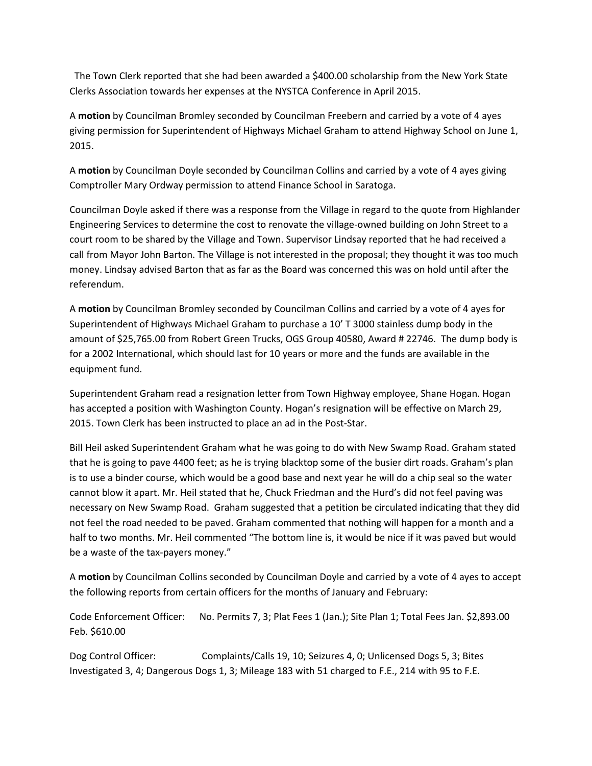The Town Clerk reported that she had been awarded a $400.00 scholarship from the New York State Clerks Association towards her expenses at the NYSTCA Conference in April 2015.

A **motion** by Councilman Bromley seconded by Councilman Freebern and carried by a vote of 4 ayes giving permission for Superintendent of Highways Michael Graham to attend Highway School on June 1, 2015.

A **motion** by Councilman Doyle seconded by Councilman Collins and carried by a vote of 4 ayes giving Comptroller Mary Ordway permission to attend Finance School in Saratoga.

Councilman Doyle asked if there was a response from the Village in regard to the quote from Highlander Engineering Services to determine the cost to renovate the village-owned building on John Street to a court room to be shared by the Village and Town. Supervisor Lindsay reported that he had received a call from Mayor John Barton. The Village is not interested in the proposal; they thought it was too much money. Lindsay advised Barton that as far as the Board was concerned this was on hold until after the referendum.

A **motion** by Councilman Bromley seconded by Councilman Collins and carried by a vote of 4 ayes for Superintendent of Highways Michael Graham to purchase a 10' T 3000 stainless dump body in the amount of $25,765.00 from Robert Green Trucks, OGS Group 40580, Award # 22746. The dump body is for a 2002 International, which should last for 10 years or more and the funds are available in the equipment fund.

Superintendent Graham read a resignation letter from Town Highway employee, Shane Hogan. Hogan has accepted a position with Washington County. Hogan's resignation will be effective on March 29, 2015. Town Clerk has been instructed to place an ad in the Post-Star.

Bill Heil asked Superintendent Graham what he was going to do with New Swamp Road. Graham stated that he is going to pave 4400 feet; as he is trying blacktop some of the busier dirt roads. Graham's plan is to use a binder course, which would be a good base and next year he will do a chip seal so the water cannot blow it apart. Mr. Heil stated that he, Chuck Friedman and the Hurd's did not feel paving was necessary on New Swamp Road. Graham suggested that a petition be circulated indicating that they did not feel the road needed to be paved. Graham commented that nothing will happen for a month and a half to two months. Mr. Heil commented "The bottom line is, it would be nice if it was paved but would be a waste of the tax-payers money."

A **motion** by Councilman Collins seconded by Councilman Doyle and carried by a vote of 4 ayes to accept the following reports from certain officers for the months of January and February:

Code Enforcement Officer: No. Permits 7, 3; Plat Fees 1 (Jan.); Site Plan 1; Total Fees Jan. $2,893.00 Feb. $610.00

Dog Control Officer: Complaints/Calls 19, 10; Seizures 4, 0; Unlicensed Dogs 5, 3; Bites Investigated 3, 4; Dangerous Dogs 1, 3; Mileage 183 with 51 charged to F.E., 214 with 95 to F.E.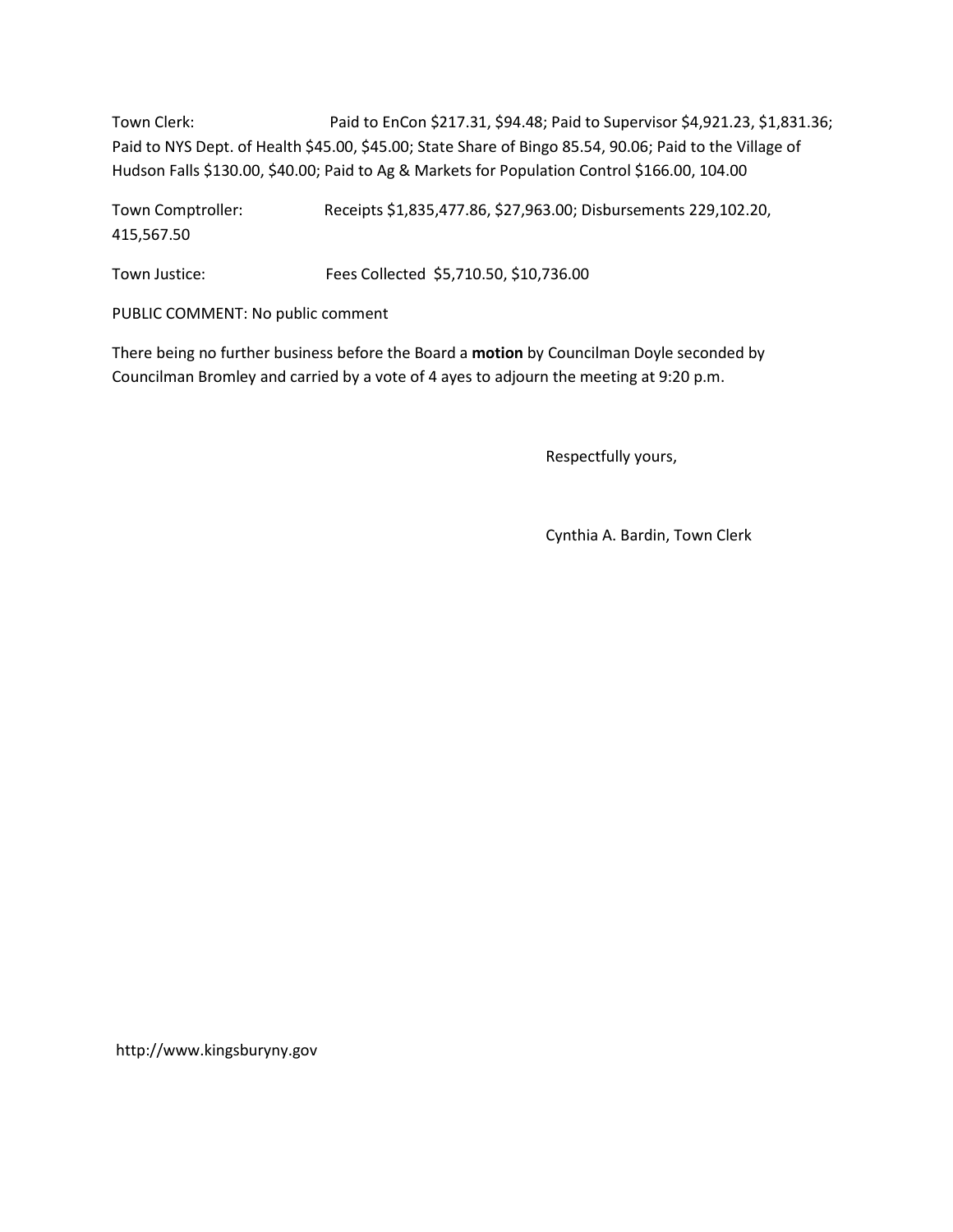Town Clerk: Paid to EnCon $217.31, $94.48; Paid to Supervisor $4,921.23, $1,831.36; Paid to NYS Dept. of Health $45.00, $45.00; State Share of Bingo 85.54, 90.06; Paid to the Village of Hudson Falls $130.00, $40.00; Paid to Ag & Markets for Population Control $166.00, 104.00

Town Comptroller: Receipts $1,835,477.86, $27,963.00; Disbursements 229,102.20, 415,567.50

Town Justice: Fees Collected $5,710.50, $10,736.00

PUBLIC COMMENT: No public comment

There being no further business before the Board a **motion** by Councilman Doyle seconded by Councilman Bromley and carried by a vote of 4 ayes to adjourn the meeting at 9:20 p.m.

Respectfully yours,

Cynthia A. Bardin, Town Clerk

http://www.kingsburyny.gov